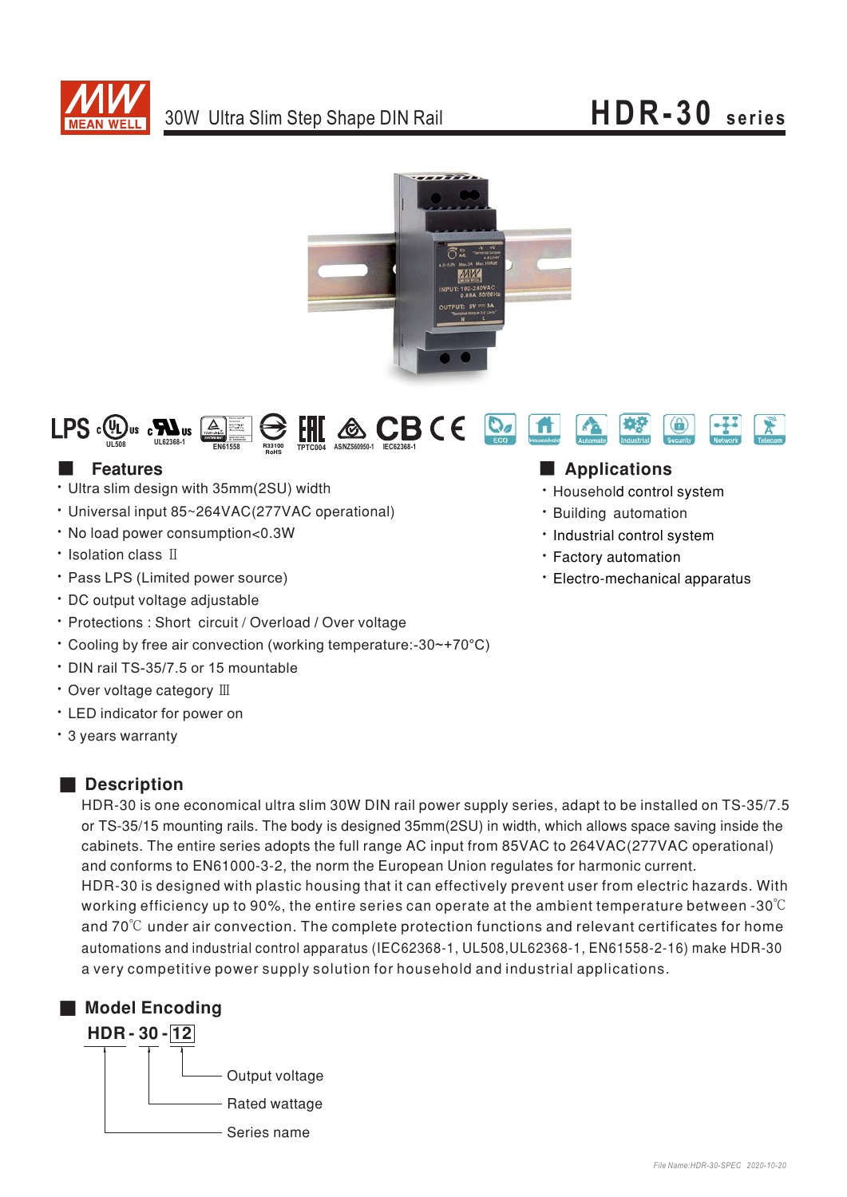# 30W Ultra Slim Step Shape DIN Rail

# HDR-30 series

LPS UL508 UL62368-1 EN61558 R33100 RoHS TPTC004 AS/NZS60950-1 IEC62368-1 CB CE

ECO Household Automate Industrial Security Network Telecom

## Features

- Ultra slim design with 35mm(2SU) width
- Universal input 85~264VAC(277VAC operational)
- No load power consumption<0.3W
- Isolation class Ⅱ
- Pass LPS (Limited power source)
- DC output voltage adjustable
- Protections : Short circuit / Overload / Over voltage
- Cooling by free air convection (working temperature:-30~+70°C)
- DIN rail TS-35/7.5 or 15 mountable
- Over voltage category Ⅲ
- LED indicator for power on
- 3 years warranty

## Applications

- Household control system
- Building automation
- Industrial control system
- Factory automation
- Electro-mechanical apparatus

## Description

HDR-30 is one economical ultra slim 30W DIN rail power supply series, adapt to be installed on TS-35/7.5 or TS-35/15 mounting rails. The body is designed 35mm(2SU) in width, which allows space saving inside the cabinets. The entire series adopts the full range AC input from 85VAC to 264VAC(277VAC operational) and conforms to EN61000-3-2, the norm the European Union regulates for harmonic current.
HDR-30 is designed with plastic housing that it can effectively prevent user from electric hazards. With working efficiency up to 90%, the entire series can operate at the ambient temperature between -30℃ and 70℃ under air convection. The complete protection functions and relevant certificates for home automations and industrial control apparatus (IEC62368-1, UL508,UL62368-1, EN61558-2-16) make HDR-30 a very competitive power supply solution for household and industrial applications.

## Model Encoding

**HDR - 30 - 12**

- 12 — Output voltage
- 30 — Rated wattage
- HDR — Series name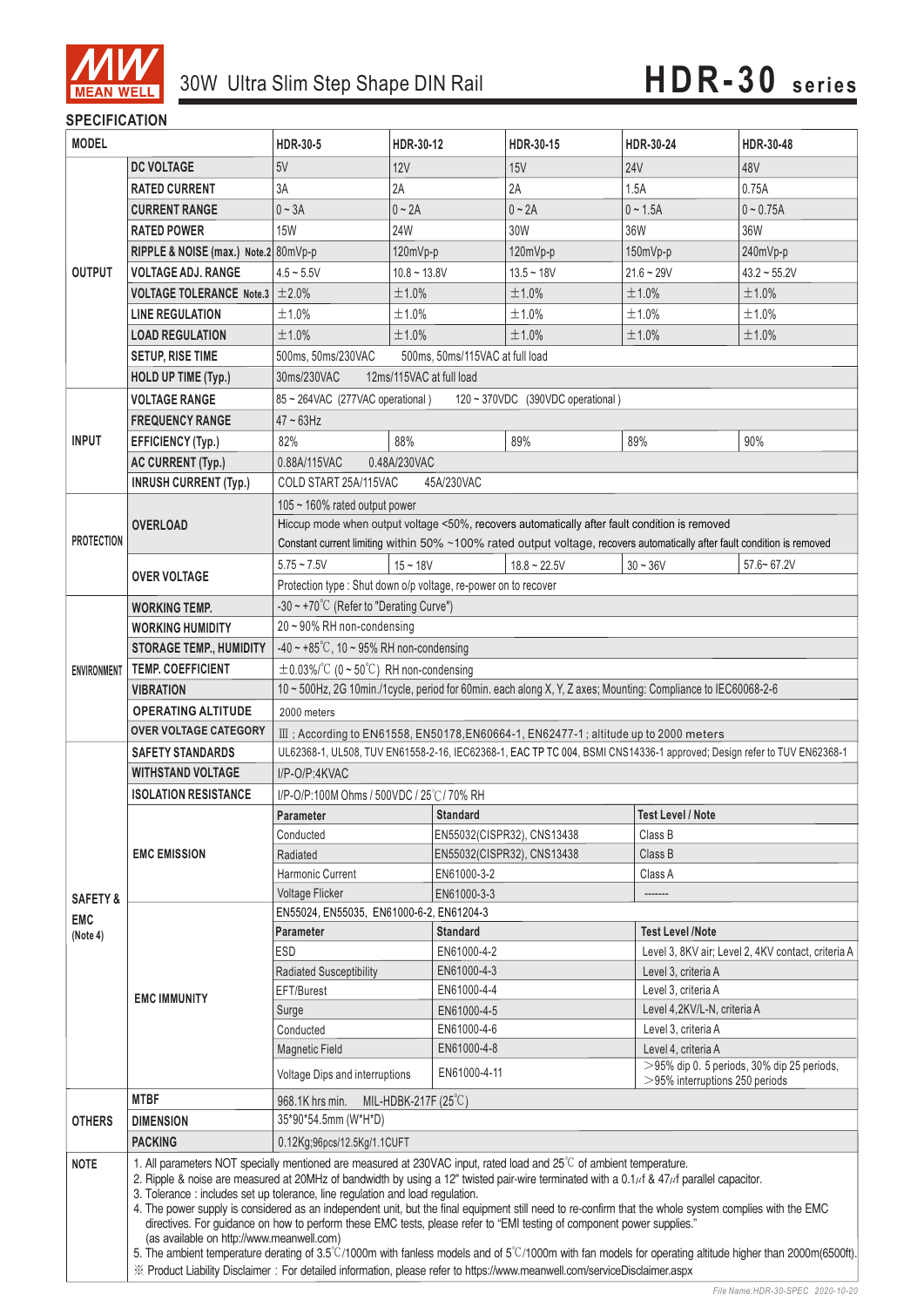# 30W Ultra Slim Step Shape DIN Rail **HDR-30 series**

## SPECIFICATION

| MODEL | | HDR-30-5 | HDR-30-12 | HDR-30-15 | HDR-30-24 | HDR-30-48 |
|---|---|---|---|---|---|---|
| OUTPUT | DC VOLTAGE | 5V | 12V | 15V | 24V | 48V |
| | RATED CURRENT | 3A | 2A | 2A | 1.5A | 0.75A |
| | CURRENT RANGE | 0 ~ 3A | 0 ~ 2A | 0 ~ 2A | 0 ~ 1.5A | 0 ~ 0.75A |
| | RATED POWER | 15W | 24W | 30W | 36W | 36W |
| | RIPPLE & NOISE (max.) Note.2 | 80mVp-p | 120mVp-p | 120mVp-p | 150mVp-p | 240mVp-p |
| | VOLTAGE ADJ. RANGE | 4.5 ~ 5.5V | 10.8 ~ 13.8V | 13.5 ~ 18V | 21.6 ~ 29V | 43.2 ~ 55.2V |
| | VOLTAGE TOLERANCE Note.3 | ±2.0% | ±1.0% | ±1.0% | ±1.0% | ±1.0% |
| | LINE REGULATION | ±1.0% | ±1.0% | ±1.0% | ±1.0% | ±1.0% |
| | LOAD REGULATION | ±1.0% | ±1.0% | ±1.0% | ±1.0% | ±1.0% |
| | SETUP, RISE TIME | 500ms, 50ms/230VAC 500ms, 50ms/115VAC at full load | | | | |
| | HOLD UP TIME (Typ.) | 30ms/230VAC 12ms/115VAC at full load | | | | |
| INPUT | VOLTAGE RANGE | 85 ~ 264VAC (277VAC operational) 120 ~ 370VDC (390VDC operational) | | | | |
| | FREQUENCY RANGE | 47 ~ 63Hz | | | | |
| | EFFICIENCY (Typ.) | 82% | 88% | 89% | 89% | 90% |
| | AC CURRENT (Typ.) | 0.88A/115VAC 0.48A/230VAC | | | | |
| | INRUSH CURRENT (Typ.) | COLD START 25A/115VAC 45A/230VAC | | | | |
| PROTECTION | OVERLOAD | 105 ~ 160% rated output power | | | | |
| | | Hiccup mode when output voltage <50%, recovers automatically after fault condition is removed | | | | |
| | | Constant current limiting within 50% ~100% rated output voltage, recovers automatically after fault condition is removed | | | | |
| | OVER VOLTAGE | 5.75 ~ 7.5V | 15 ~ 18V | 18.8 ~ 22.5V | 30 ~ 36V | 57.6~ 67.2V |
| | | Protection type : Shut down o/p voltage, re-power on to recover | | | | |
| ENVIRONMENT | WORKING TEMP. | -30 ~ +70℃ (Refer to "Derating Curve") | | | | |
| | WORKING HUMIDITY | 20 ~ 90% RH non-condensing | | | | |
| | STORAGE TEMP., HUMIDITY | -40 ~ +85℃, 10 ~ 95% RH non-condensing | | | | |
| | TEMP. COEFFICIENT | ±0.03%/℃ (0 ~ 50℃) RH non-condensing | | | | |
| | VIBRATION | 10 ~ 500Hz, 2G 10min./1cycle, period for 60min. each along X, Y, Z axes; Mounting: Compliance to IEC60068-2-6 | | | | |
| | OPERATING ALTITUDE | 2000 meters | | | | |
| | OVER VOLTAGE CATEGORY | Ⅲ ; According to EN61558, EN50178, EN60664-1, EN62477-1 ; altitude up to 2000 meters | | | | |
| SAFETY & EMC (Note 4) | SAFETY STANDARDS | UL62368-1, UL508, TUV EN61558-2-16, IEC62368-1, EAC TP TC 004, BSMI CNS14336-1 approved; Design refer to TUV EN62368-1 | | | | |
| | WITHSTAND VOLTAGE | I/P-O/P:4KVAC | | | | |
| | ISOLATION RESISTANCE | I/P-O/P:100M Ohms / 500VDC / 25℃/ 70% RH | | | | |
| | EMC EMISSION | Parameter | Standard | | Test Level / Note | |
| | | Conducted | EN55032(CISPR32), CNS13438 | | Class B | |
| | | Radiated | EN55032(CISPR32), CNS13438 | | Class B | |
| | | Harmonic Current | EN61000-3-2 | | Class A | |
| | | Voltage Flicker | EN61000-3-3 | | ------- | |
| | EMC IMMUNITY | EN55024, EN55035, EN61000-6-2, EN61204-3 | | | | |
| | | Parameter | Standard | | Test Level /Note | |
| | | ESD | EN61000-4-2 | | Level 3, 8KV air; Level 2, 4KV contact, criteria A | |
| | | Radiated Susceptibility | EN61000-4-3 | | Level 3, criteria A | |
| | | EFT/Burest | EN61000-4-4 | | Level 3, criteria A | |
| | | Surge | EN61000-4-5 | | Level 4,2KV/L-N, criteria A | |
| | | Conducted | EN61000-4-6 | | Level 3, criteria A | |
| | | Magnetic Field | EN61000-4-8 | | Level 4, criteria A | |
| | | Voltage Dips and interruptions | EN61000-4-11 | | >95% dip 0. 5 periods, 30% dip 25 periods, >95% interruptions 250 periods | |
| OTHERS | MTBF | 968.1K hrs min. MIL-HDBK-217F (25℃) | | | | |
| | DIMENSION | 35*90*54.5mm (W*H*D) | | | | |
| | PACKING | 0.12Kg;96pcs/12.5Kg/1.1CUFT | | | | |

**NOTE**

1. All parameters NOT specially mentioned are measured at 230VAC input, rated load and 25℃ of ambient temperature.
2. Ripple & noise are measured at 20MHz of bandwidth by using a 12" twisted pair-wire terminated with a 0.1μf & 47μf parallel capacitor.
3. Tolerance : includes set up tolerance, line regulation and load regulation.
4. The power supply is considered as an independent unit, but the final equipment still need to re-confirm that the whole system complies with the EMC directives. For guidance on how to perform these EMC tests, please refer to "EMI testing of component power supplies." (as available on http://www.meanwell.com)
5. The ambient temperature derating of 3.5℃/1000m with fanless models and of 5℃/1000m with fan models for operating altitude higher than 2000m(6500ft).

※ Product Liability Disclaimer：For detailed information, please refer to https://www.meanwell.com/serviceDisclaimer.aspx

File Name:HDR-30-SPEC 2020-10-20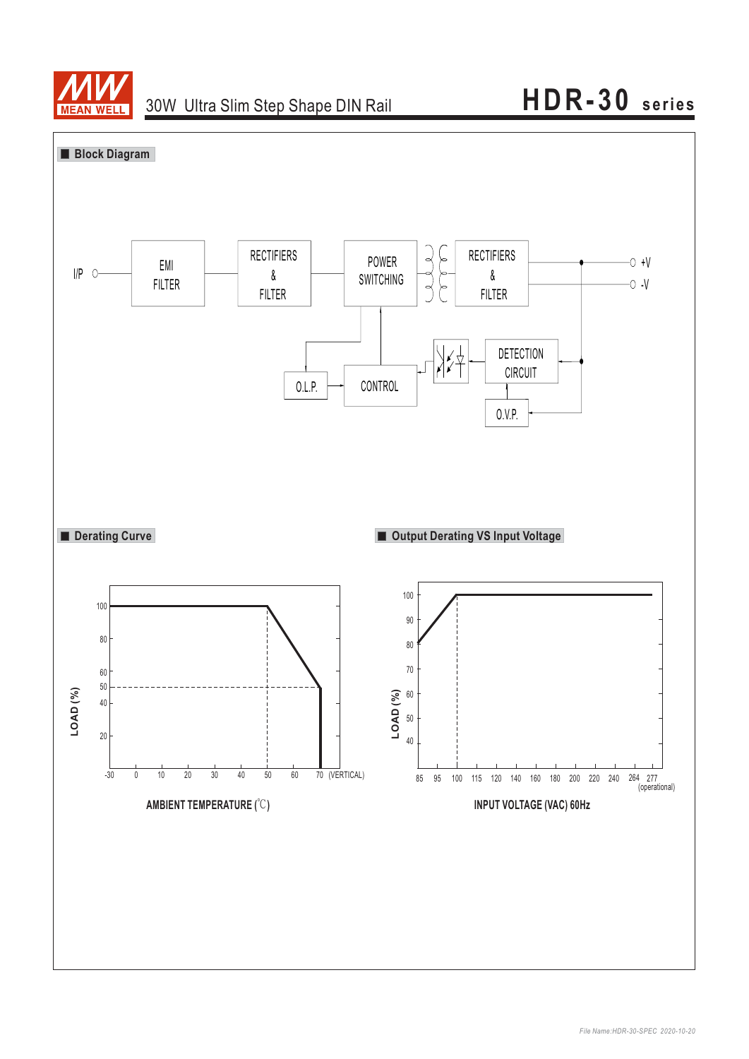## Block Diagram

I/P → EMI FILTER → RECTIFIERS & FILTER → POWER SWITCHING → RECTIFIERS & FILTER → +V / -V

O.L.P. → CONTROL

DETECTION CIRCUIT

O.V.P.

## Derating Curve

LOAD (%)

100, 80, 60, 50, 40, 20

-30, 0, 10, 20, 30, 40, 50, 60, 70 (VERTICAL)

AMBIENT TEMPERATURE (℃)

## Output Derating VS Input Voltage

LOAD (%)

100, 90, 80, 70, 60, 50, 40

85, 95, 100, 115, 120, 140, 160, 180, 200, 220, 240, 264, 277 (operational)

INPUT VOLTAGE (VAC) 60Hz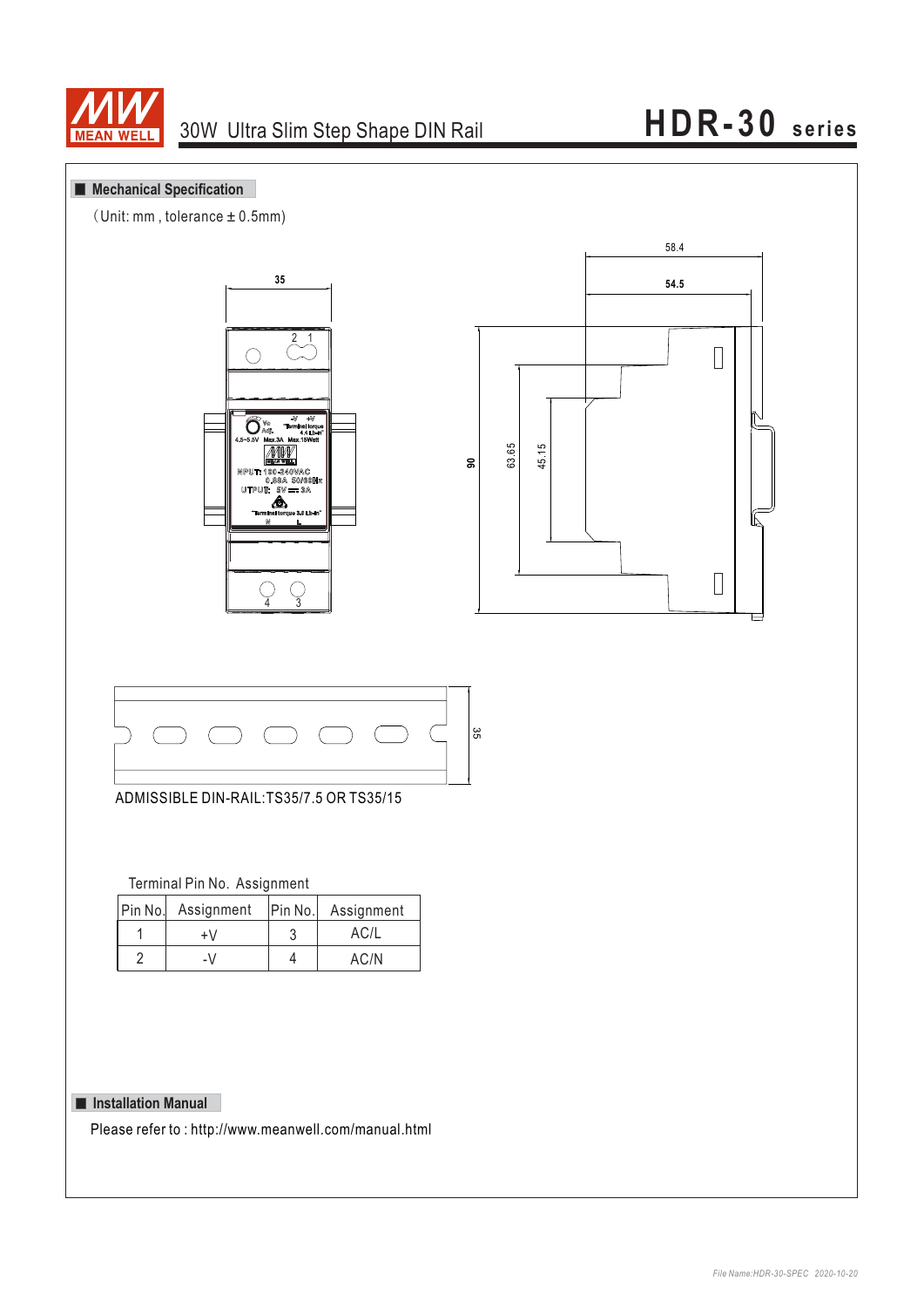## Mechanical Specification

(Unit: mm , tolerance ± 0.5mm)

35

58.4

54.5

90

63.65

45.15

35

ADMISSIBLE DIN-RAIL:TS35/7.5 OR TS35/15

Terminal Pin No. Assignment

| Pin No. | Assignment | Pin No. | Assignment |
|---|---|---|---|
| 1 | +V | 3 | AC/L |
| 2 | -V | 4 | AC/N |

## Installation Manual

Please refer to : http://www.meanwell.com/manual.html